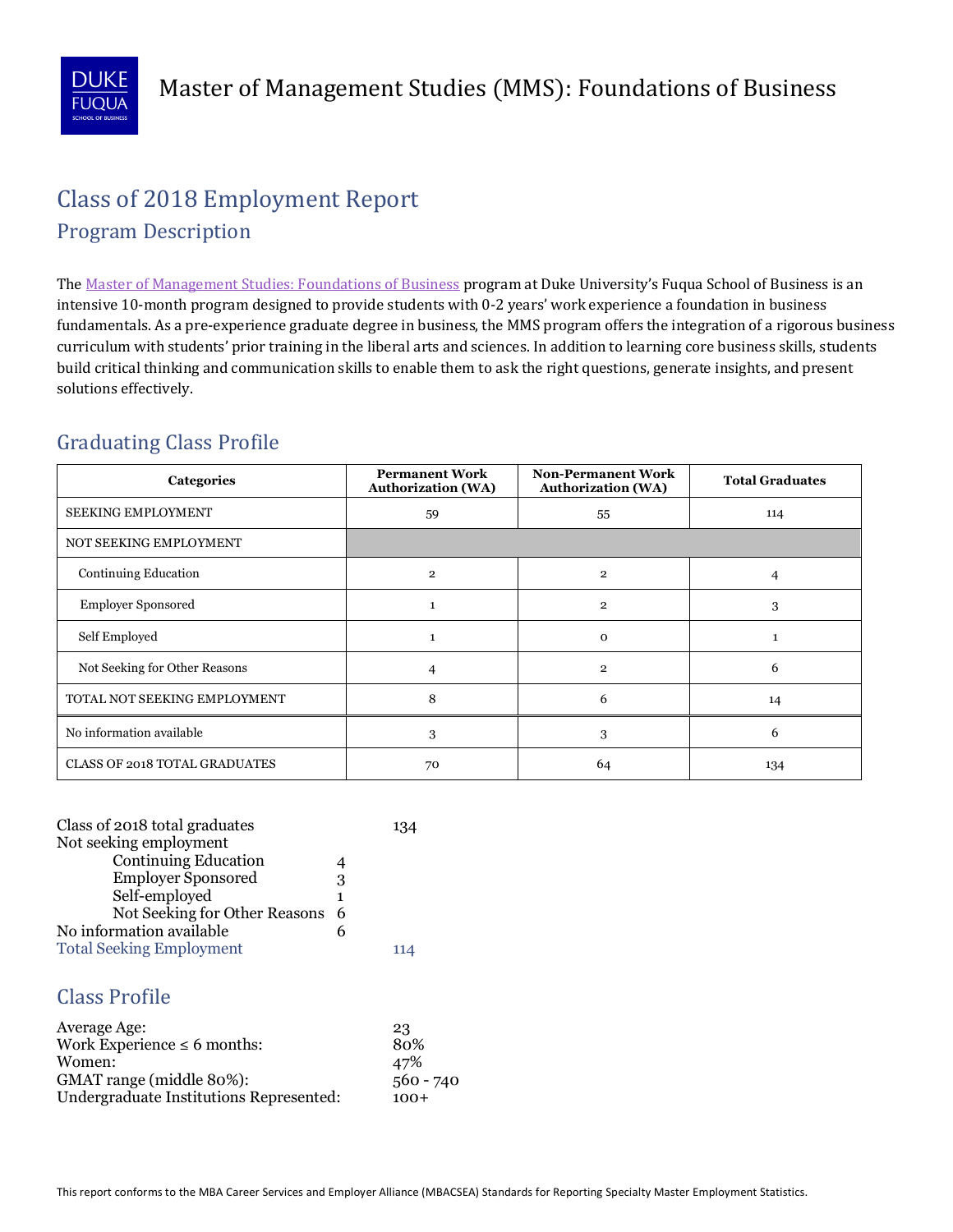# Master of Management Studies (MMS): Foundations of Business

## Class of 2018 Employment Report

### Program Description

The Master of Management Studies: Foundations of Business program at Duke University's Fuqua School of Business is an intensive 10-month program designed to provide students with 0-2 years' work experience a foundation in business fundamentals. As a pre-experience graduate degree in business, the MMS program offers the integration of a rigorous business curriculum with students' prior training in the liberal arts and sciences. In addition to learning core business skills, students build critical thinking and communication skills to enable them to ask the right questions, generate insights, and present solutions effectively.

### Graduating Class Profile

| Categories | Permanent Work Authorization (WA) | Non-Permanent Work Authorization (WA) | Total Graduates |
|---|---|---|---|
| SEEKING EMPLOYMENT | 59 | 55 | 114 |
| NOT SEEKING EMPLOYMENT | | | |
| Continuing Education | 2 | 2 | 4 |
| Employer Sponsored | 1 | 2 | 3 |
| Self Employed | 1 | 0 | 1 |
| Not Seeking for Other Reasons | 4 | 2 | 6 |
| TOTAL NOT SEEKING EMPLOYMENT | 8 | 6 | 14 |
| No information available | 3 | 3 | 6 |
| CLASS OF 2018 TOTAL GRADUATES | 70 | 64 | 134 |

| | | |
|---|---|---|
| Class of 2018 total graduates | | 134 |
| Not seeking employment | | |
| Continuing Education | 4 | |
| Employer Sponsored | 3 | |
| Self-employed | 1 | |
| Not Seeking for Other Reasons | 6 | |
| No information available | 6 | |
| Total Seeking Employment | | 114 |

### Class Profile

| | |
|---|---|
| Average Age: | 23 |
| Work Experience ≤ 6 months: | 80% |
| Women: | 47% |
| GMAT range (middle 80%): | 560 - 740 |
| Undergraduate Institutions Represented: | 100+ |

This report conforms to the MBA Career Services and Employer Alliance (MBACSEA) Standards for Reporting Specialty Master Employment Statistics.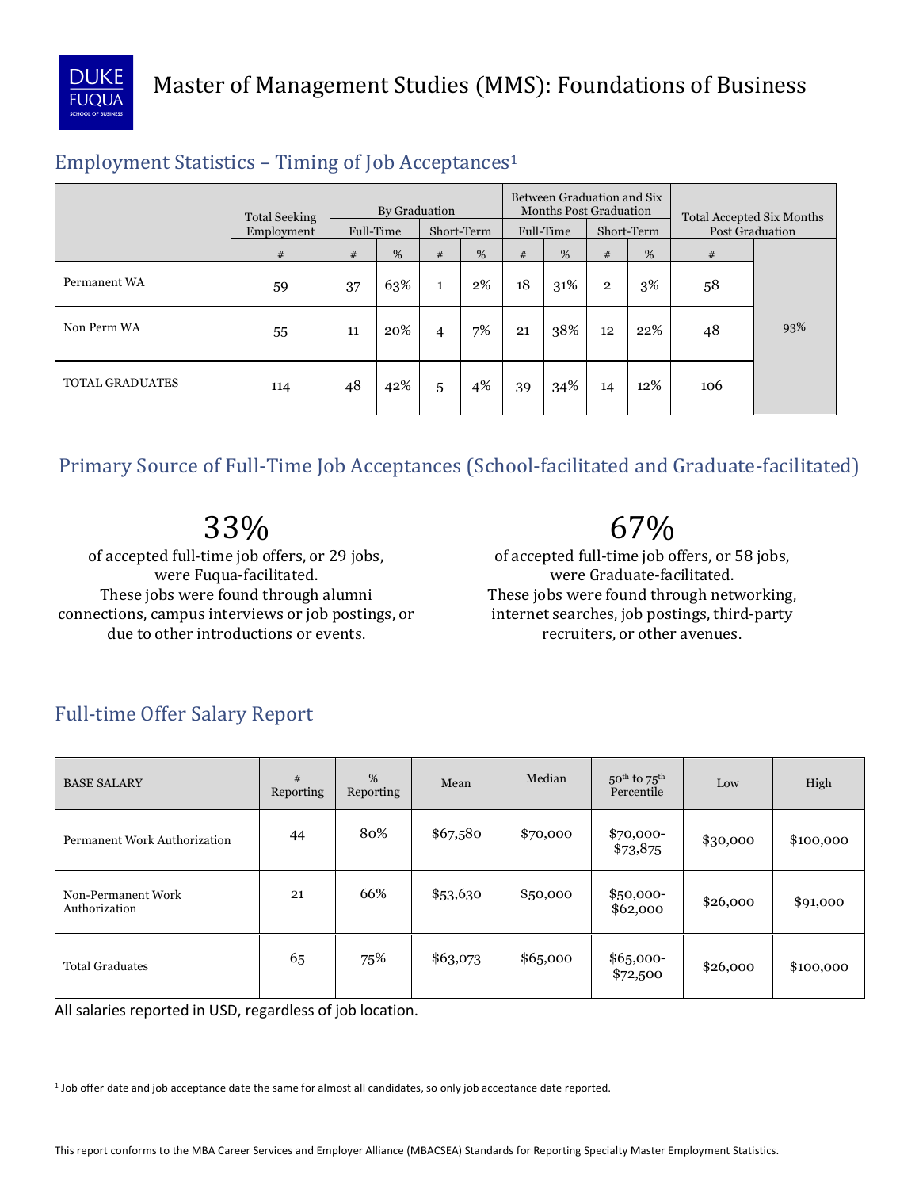# Master of Management Studies (MMS): Foundations of Business

## Employment Statistics – Timing of Job Acceptances[1]

| | Total Seeking Employment | By Graduation | | | | Between Graduation and Six Months Post Graduation | | | | Total Accepted Six Months Post Graduation | |
|---|---|---|---|---|---|---|---|---|---|---|---|
| | | Full-Time | | Short-Term | | Full-Time | | Short-Term | | | |
| | # | # | % | # | % | # | % | # | % | # | |
| Permanent WA | 59 | 37 | 63% | 1 | 2% | 18 | 31% | 2 | 3% | 58 | |
| Non Perm WA | 55 | 11 | 20% | 4 | 7% | 21 | 38% | 12 | 22% | 48 | 93% |
| TOTAL GRADUATES | 114 | 48 | 42% | 5 | 4% | 39 | 34% | 14 | 12% | 106 | |

## Primary Source of Full-Time Job Acceptances (School-facilitated and Graduate-facilitated)

**33%**

of accepted full-time job offers, or 29 jobs, were Fuqua-facilitated. These jobs were found through alumni connections, campus interviews or job postings, or due to other introductions or events.

**67%**

of accepted full-time job offers, or 58 jobs, were Graduate-facilitated. These jobs were found through networking, internet searches, job postings, third-party recruiters, or other avenues.

## Full-time Offer Salary Report

| BASE SALARY | # Reporting | % Reporting | Mean | Median | 50th to 75th Percentile | Low | High |
|---|---|---|---|---|---|---|---|
| Permanent Work Authorization | 44 | 80% | $67,580 | $70,000 | $70,000-$73,875 | $30,000 | $100,000 |
| Non-Permanent Work Authorization | 21 | 66% | $53,630 | $50,000 | $50,000-$62,000 | $26,000 | $91,000 |
| Total Graduates | 65 | 75% | $63,073 | $65,000 | $65,000-$72,500 | $26,000 | $100,000 |

All salaries reported in USD, regardless of job location.

[1] Job offer date and job acceptance date the same for almost all candidates, so only job acceptance date reported.

This report conforms to the MBA Career Services and Employer Alliance (MBACSEA) Standards for Reporting Specialty Master Employment Statistics.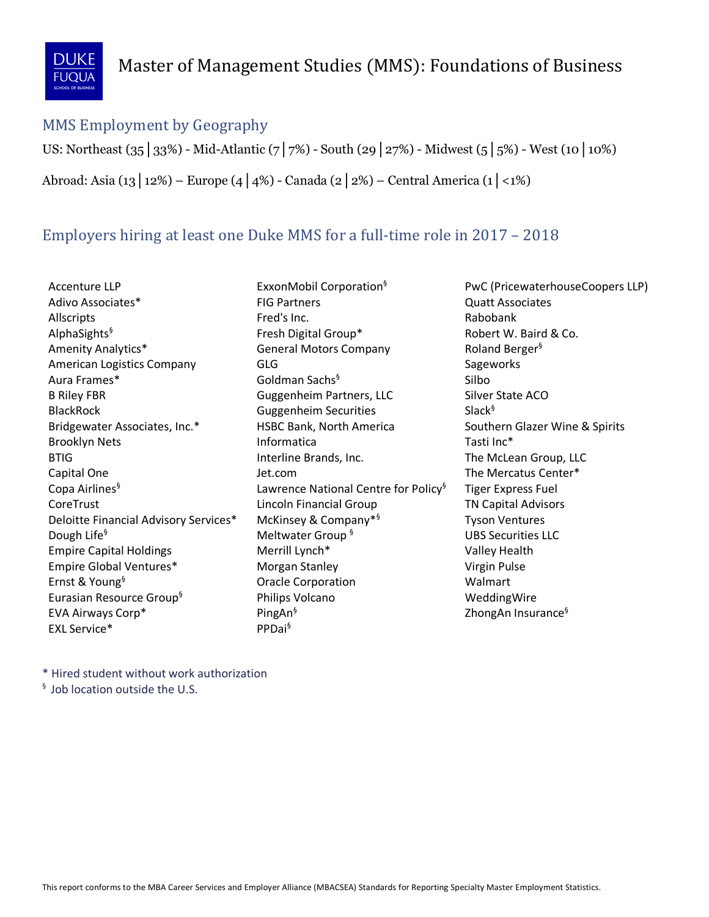# Master of Management Studies (MMS): Foundations of Business

## MMS Employment by Geography

US: Northeast (35 | 33%) - Mid-Atlantic (7 | 7%) - South (29 | 27%) - Midwest (5 | 5%) - West (10 | 10%)

Abroad: Asia (13 | 12%) – Europe (4 | 4%) - Canada (2 | 2%) – Central America (1 | <1%)

## Employers hiring at least one Duke MMS for a full-time role in 2017 – 2018

- Accenture LLP
- Adivo Associates*
- Allscripts
- AlphaSights§
- Amenity Analytics*
- American Logistics Company
- Aura Frames*
- B Riley FBR
- BlackRock
- Bridgewater Associates, Inc.*
- Brooklyn Nets
- BTIG
- Capital One
- Copa Airlines§
- CoreTrust
- Deloitte Financial Advisory Services*
- Dough Life§
- Empire Capital Holdings
- Empire Global Ventures*
- Ernst & Young§
- Eurasian Resource Group§
- EVA Airways Corp*
- EXL Service*
- ExxonMobil Corporation§
- FIG Partners
- Fred's Inc.
- Fresh Digital Group*
- General Motors Company
- GLG
- Goldman Sachs§
- Guggenheim Partners, LLC
- Guggenheim Securities
- HSBC Bank, North America
- Informatica
- Interline Brands, Inc.
- Jet.com
- Lawrence National Centre for Policy§
- Lincoln Financial Group
- McKinsey & Company*§
- Meltwater Group §
- Merrill Lynch*
- Morgan Stanley
- Oracle Corporation
- Philips Volcano
- PingAn§
- PPDai§
- PwC (PricewaterhouseCoopers LLP)
- Quatt Associates
- Rabobank
- Robert W. Baird & Co.
- Roland Berger§
- Sageworks
- Silbo
- Silver State ACO
- Slack§
- Southern Glazer Wine & Spirits
- Tasti Inc*
- The McLean Group, LLC
- The Mercatus Center*
- Tiger Express Fuel
- TN Capital Advisors
- Tyson Ventures
- UBS Securities LLC
- Valley Health
- Virgin Pulse
- Walmart
- WeddingWire
- ZhongAn Insurance§

\* Hired student without work authorization

§ Job location outside the U.S.

This report conforms to the MBA Career Services and Employer Alliance (MBACSEA) Standards for Reporting Specialty Master Employment Statistics.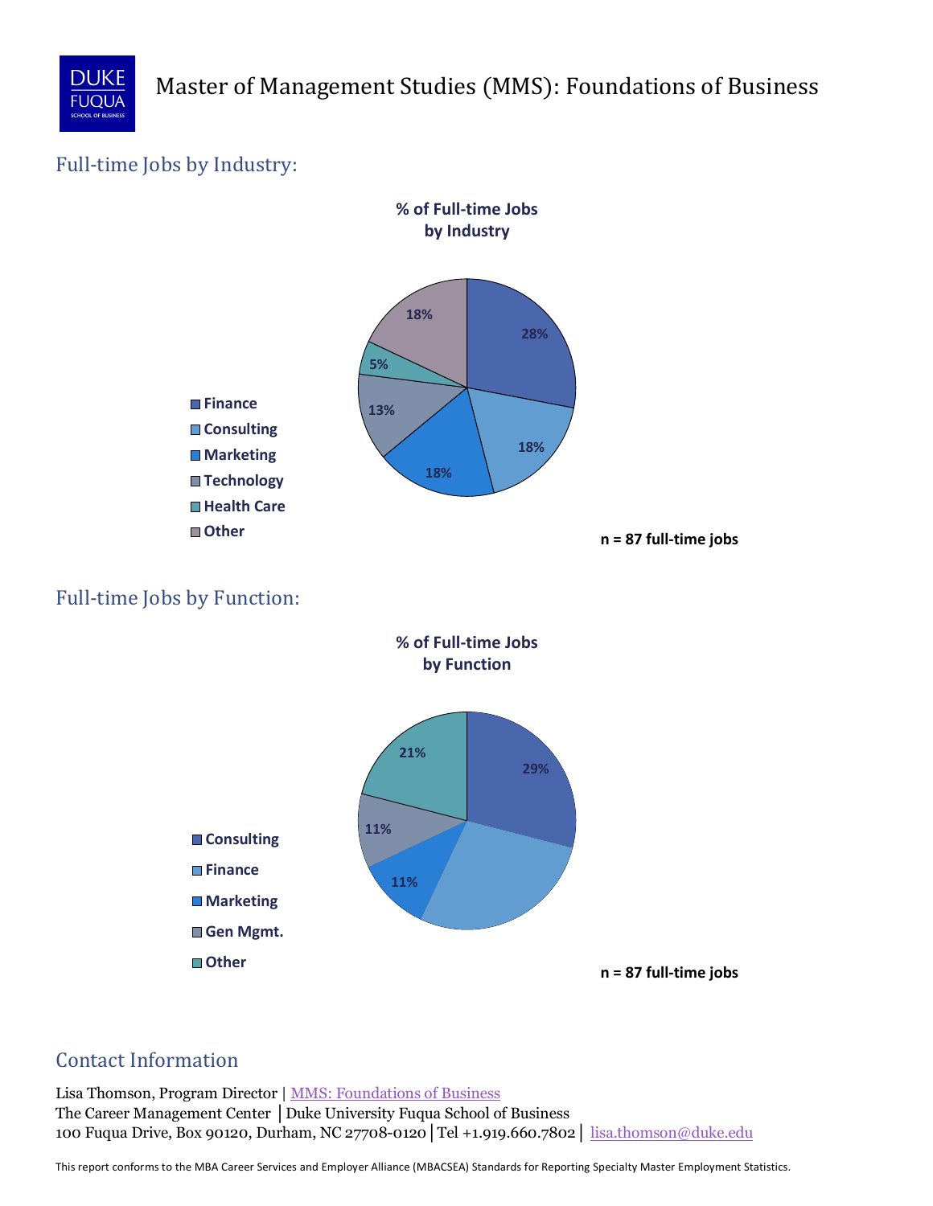# Master of Management Studies (MMS): Foundations of Business

## Full-time Jobs by Industry:

**% of Full-time Jobs by Industry**

28%
18%
18%
13%
5%
18%

- Finance
- Consulting
- Marketing
- Technology
- Health Care
- Other

**n = 87 full-time jobs**

## Full-time Jobs by Function:

**% of Full-time Jobs by Function**

29%
11%
11%
21%

- Consulting
- Finance
- Marketing
- Gen Mgmt.
- Other

**n = 87 full-time jobs**

## Contact Information

Lisa Thomson, Program Director | MMS: Foundations of Business
The Career Management Center │Duke University Fuqua School of Business
100 Fuqua Drive, Box 90120, Durham, NC 27708-0120│Tel +1.919.660.7802│ lisa.thomson@duke.edu

This report conforms to the MBA Career Services and Employer Alliance (MBACSEA) Standards for Reporting Specialty Master Employment Statistics.